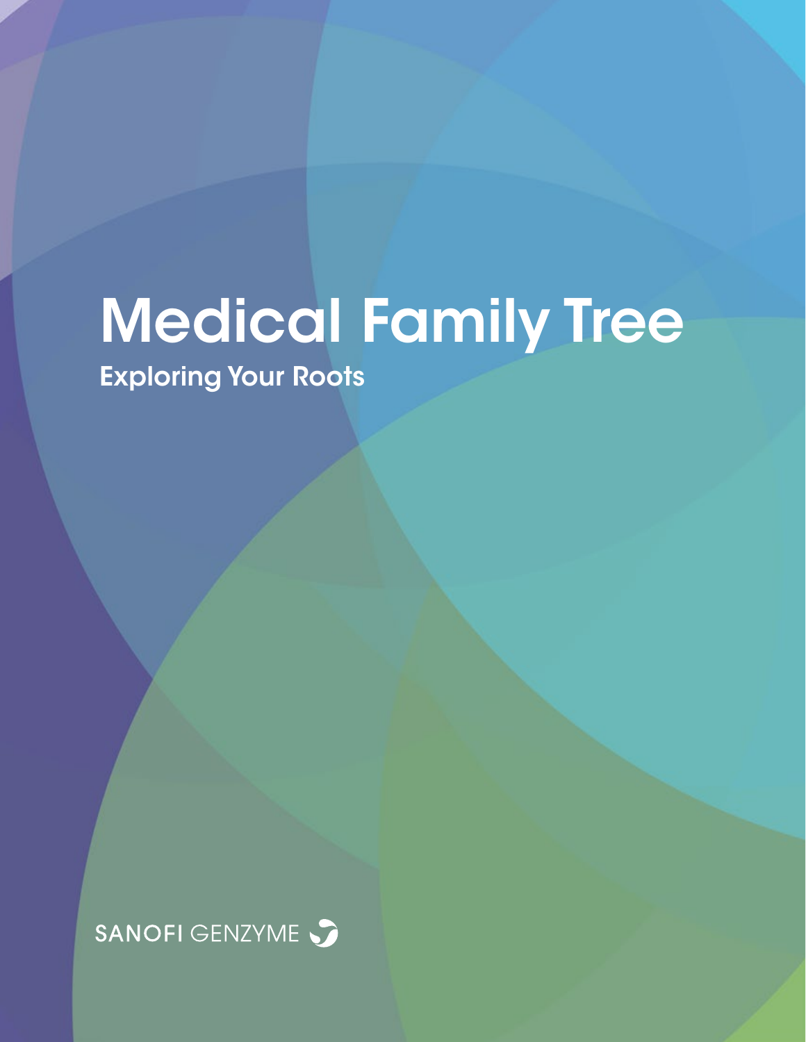# Medical Family Tree

## Exploring Your Roots

SANOFI GENZYME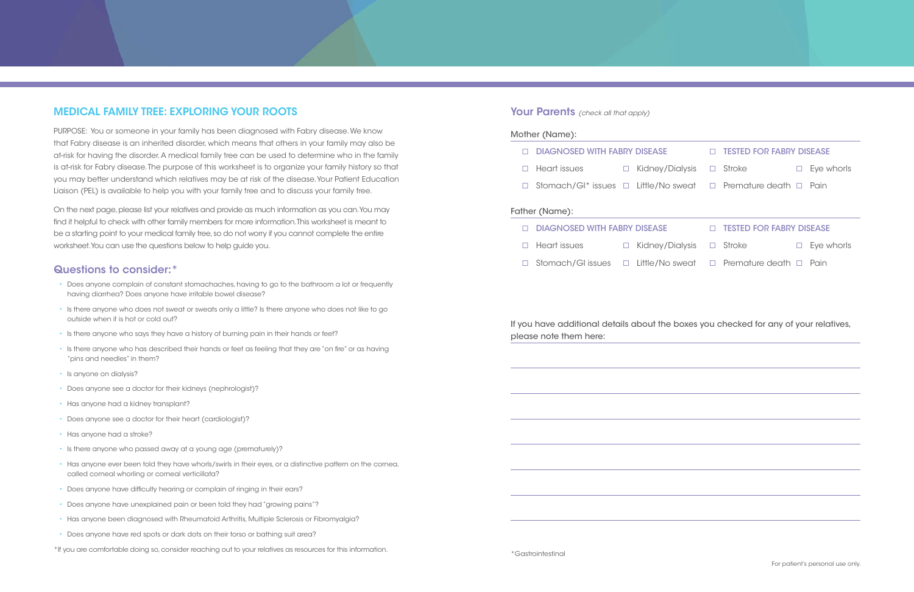## MEDICAL FAMILY TREE: EXPLORING YOUR ROOTS

PURPOSE: You or someone in your family has been diagnosed with Fabry disease. We know that Fabry disease is an inherited disorder, which means that others in your family may also be at-risk for having the disorder. A medical family tree can be used to determine who in the family is at-risk for Fabry disease. The purpose of this worksheet is to organize your family history so that you may better understand which relatives may be at risk of the disease. Your Patient Education Liaison (PEL) is available to help you with your family tree and to discuss your family tree.

On the next page, please list your relatives and provide as much information as you can. You may find it helpful to check with other family members for more information. This worksheet is meant to be a starting point to your medical family tree, so do not worry if you cannot complete the entire worksheet. You can use the questions below to help guide you.

### Questions to consider:*

- Does anyone complain of constant stomachaches, having to go to the bathroom a lot or frequently having diarrhea? Does anyone have irritable bowel disease?
- Is there anyone who does not sweat or sweats only a little? Is there anyone who does not like to go outside when it is hot or cold out?
- Is there anyone who says they have a history of burning pain in their hands or feet?
- Is there anyone who has described their hands or feet as feeling that they are "on fire" or as having "pins and needles" in them?
- Is anyone on dialysis?
- Does anyone see a doctor for their kidneys (nephrologist)?
- Has anyone had a kidney transplant?
- Does anyone see a doctor for their heart (cardiologist)?
- Has anyone had a stroke?
- Is there anyone who passed away at a young age (prematurely)?
- Has anyone ever been told they have whorls/swirls in their eyes, or a distinctive pattern on the cornea, called corneal whorling or corneal verticillata?
- Does anyone have difficulty hearing or complain of ringing in their ears?
- Does anyone have unexplained pain or been told they had "growing pains"?
- Has anyone been diagnosed with Rheumatoid Arthritis, Multiple Sclerosis or Fibromyalgia?
- Does anyone have red spots or dark dots on their torso or bathing suit area?

*If you are comfortable doing so, consider reaching out to your relatives as resources for this information.

## Your Parents *(check all that apply)*

**Mother (Name):** ____________________

- ☐ DIAGNOSED WITH FABRY DISEASE
- ☐ TESTED FOR FABRY DISEASE
- ☐ Heart issues
- ☐ Kidney/Dialysis
- ☐ Stroke
- ☐ Eye whorls
- ☐ Stomach/GI* issues
- ☐ Little/No sweat
- ☐ Premature death
- ☐ Pain

**Father (Name):** ____________________

- ☐ DIAGNOSED WITH FABRY DISEASE
- ☐ TESTED FOR FABRY DISEASE
- ☐ Heart issues
- ☐ Kidney/Dialysis
- ☐ Stroke
- ☐ Eye whorls
- ☐ Stomach/GI issues
- ☐ Little/No sweat
- ☐ Premature death
- ☐ Pain

If you have additional details about the boxes you checked for any of your relatives, please note them here:

____________________

____________________

____________________

____________________

____________________

____________________

____________________

*Gastrointestinal

For patient's personal use only.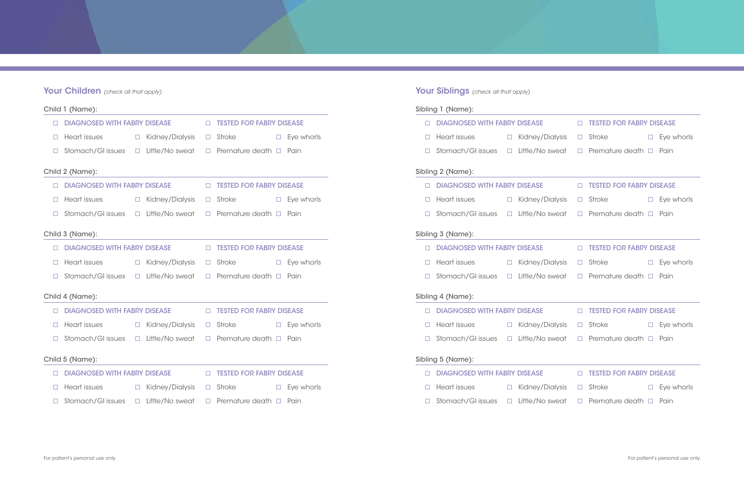## Your Children *(check all that apply)*

Child 1 (Name):

- ☐ DIAGNOSED WITH FABRY DISEASE ☐ TESTED FOR FABRY DISEASE
- ☐ Heart issues ☐ Kidney/Dialysis ☐ Stroke ☐ Eye whorls
- ☐ Stomach/GI issues ☐ Little/No sweat ☐ Premature death ☐ Pain

Child 2 (Name):

- ☐ DIAGNOSED WITH FABRY DISEASE ☐ TESTED FOR FABRY DISEASE
- ☐ Heart issues ☐ Kidney/Dialysis ☐ Stroke ☐ Eye whorls
- ☐ Stomach/GI issues ☐ Little/No sweat ☐ Premature death ☐ Pain

Child 3 (Name):

- ☐ DIAGNOSED WITH FABRY DISEASE ☐ TESTED FOR FABRY DISEASE
- ☐ Heart issues ☐ Kidney/Dialysis ☐ Stroke ☐ Eye whorls
- ☐ Stomach/GI issues ☐ Little/No sweat ☐ Premature death ☐ Pain

Child 4 (Name):

- ☐ DIAGNOSED WITH FABRY DISEASE ☐ TESTED FOR FABRY DISEASE
- ☐ Heart issues ☐ Kidney/Dialysis ☐ Stroke ☐ Eye whorls
- ☐ Stomach/GI issues ☐ Little/No sweat ☐ Premature death ☐ Pain

Child 5 (Name):

- ☐ DIAGNOSED WITH FABRY DISEASE ☐ TESTED FOR FABRY DISEASE
- ☐ Heart issues ☐ Kidney/Dialysis ☐ Stroke ☐ Eye whorls
- ☐ Stomach/GI issues ☐ Little/No sweat ☐ Premature death ☐ Pain

For patient's personal use only.

## Your Siblings *(check all that apply)*

Sibling 1 (Name):

- ☐ DIAGNOSED WITH FABRY DISEASE ☐ TESTED FOR FABRY DISEASE
- ☐ Heart issues ☐ Kidney/Dialysis ☐ Stroke ☐ Eye whorls
- ☐ Stomach/GI issues ☐ Little/No sweat ☐ Premature death ☐ Pain

Sibling 2 (Name):

- ☐ DIAGNOSED WITH FABRY DISEASE ☐ TESTED FOR FABRY DISEASE
- ☐ Heart issues ☐ Kidney/Dialysis ☐ Stroke ☐ Eye whorls
- ☐ Stomach/GI issues ☐ Little/No sweat ☐ Premature death ☐ Pain

Sibling 3 (Name):

- ☐ DIAGNOSED WITH FABRY DISEASE ☐ TESTED FOR FABRY DISEASE
- ☐ Heart issues ☐ Kidney/Dialysis ☐ Stroke ☐ Eye whorls
- ☐ Stomach/GI issues ☐ Little/No sweat ☐ Premature death ☐ Pain

Sibling 4 (Name):

- ☐ DIAGNOSED WITH FABRY DISEASE ☐ TESTED FOR FABRY DISEASE
- ☐ Heart issues ☐ Kidney/Dialysis ☐ Stroke ☐ Eye whorls
- ☐ Stomach/GI issues ☐ Little/No sweat ☐ Premature death ☐ Pain

Sibling 5 (Name):

- ☐ DIAGNOSED WITH FABRY DISEASE ☐ TESTED FOR FABRY DISEASE
- ☐ Heart issues ☐ Kidney/Dialysis ☐ Stroke ☐ Eye whorls
- ☐ Stomach/GI issues ☐ Little/No sweat ☐ Premature death ☐ Pain

For patient's personal use only.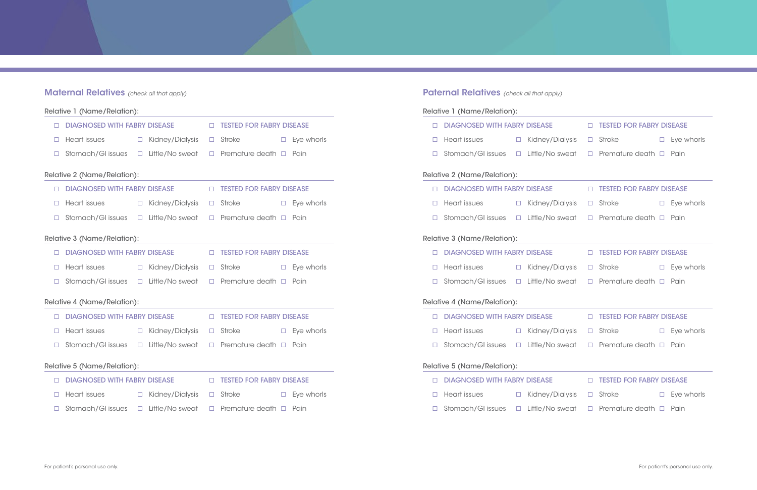## Maternal Relatives *(check all that apply)*

Relative 1 (Name/Relation): 

- ☐ DIAGNOSED WITH FABRY DISEASE ☐ TESTED FOR FABRY DISEASE
- ☐ Heart issues ☐ Kidney/Dialysis ☐ Stroke ☐ Eye whorls
- ☐ Stomach/GI issues ☐ Little/No sweat ☐ Premature death ☐ Pain

Relative 2 (Name/Relation): 

- ☐ DIAGNOSED WITH FABRY DISEASE ☐ TESTED FOR FABRY DISEASE
- ☐ Heart issues ☐ Kidney/Dialysis ☐ Stroke ☐ Eye whorls
- ☐ Stomach/GI issues ☐ Little/No sweat ☐ Premature death ☐ Pain

Relative 3 (Name/Relation): 

- ☐ DIAGNOSED WITH FABRY DISEASE ☐ TESTED FOR FABRY DISEASE
- ☐ Heart issues ☐ Kidney/Dialysis ☐ Stroke ☐ Eye whorls
- ☐ Stomach/GI issues ☐ Little/No sweat ☐ Premature death ☐ Pain

Relative 4 (Name/Relation): 

- ☐ DIAGNOSED WITH FABRY DISEASE ☐ TESTED FOR FABRY DISEASE
- ☐ Heart issues ☐ Kidney/Dialysis ☐ Stroke ☐ Eye whorls
- ☐ Stomach/GI issues ☐ Little/No sweat ☐ Premature death ☐ Pain

Relative 5 (Name/Relation): 

- ☐ DIAGNOSED WITH FABRY DISEASE ☐ TESTED FOR FABRY DISEASE
- ☐ Heart issues ☐ Kidney/Dialysis ☐ Stroke ☐ Eye whorls
- ☐ Stomach/GI issues ☐ Little/No sweat ☐ Premature death ☐ Pain

For patient's personal use only.

## Paternal Relatives *(check all that apply)*

Relative 1 (Name/Relation): 

- ☐ DIAGNOSED WITH FABRY DISEASE ☐ TESTED FOR FABRY DISEASE
- ☐ Heart issues ☐ Kidney/Dialysis ☐ Stroke ☐ Eye whorls
- ☐ Stomach/GI issues ☐ Little/No sweat ☐ Premature death ☐ Pain

Relative 2 (Name/Relation): 

- ☐ DIAGNOSED WITH FABRY DISEASE ☐ TESTED FOR FABRY DISEASE
- ☐ Heart issues ☐ Kidney/Dialysis ☐ Stroke ☐ Eye whorls
- ☐ Stomach/GI issues ☐ Little/No sweat ☐ Premature death ☐ Pain

Relative 3 (Name/Relation): 

- ☐ DIAGNOSED WITH FABRY DISEASE ☐ TESTED FOR FABRY DISEASE
- ☐ Heart issues ☐ Kidney/Dialysis ☐ Stroke ☐ Eye whorls
- ☐ Stomach/GI issues ☐ Little/No sweat ☐ Premature death ☐ Pain

Relative 4 (Name/Relation): 

- ☐ DIAGNOSED WITH FABRY DISEASE ☐ TESTED FOR FABRY DISEASE
- ☐ Heart issues ☐ Kidney/Dialysis ☐ Stroke ☐ Eye whorls
- ☐ Stomach/GI issues ☐ Little/No sweat ☐ Premature death ☐ Pain

Relative 5 (Name/Relation): 

- ☐ DIAGNOSED WITH FABRY DISEASE ☐ TESTED FOR FABRY DISEASE
- ☐ Heart issues ☐ Kidney/Dialysis ☐ Stroke ☐ Eye whorls
- ☐ Stomach/GI issues ☐ Little/No sweat ☐ Premature death ☐ Pain

For patient's personal use only.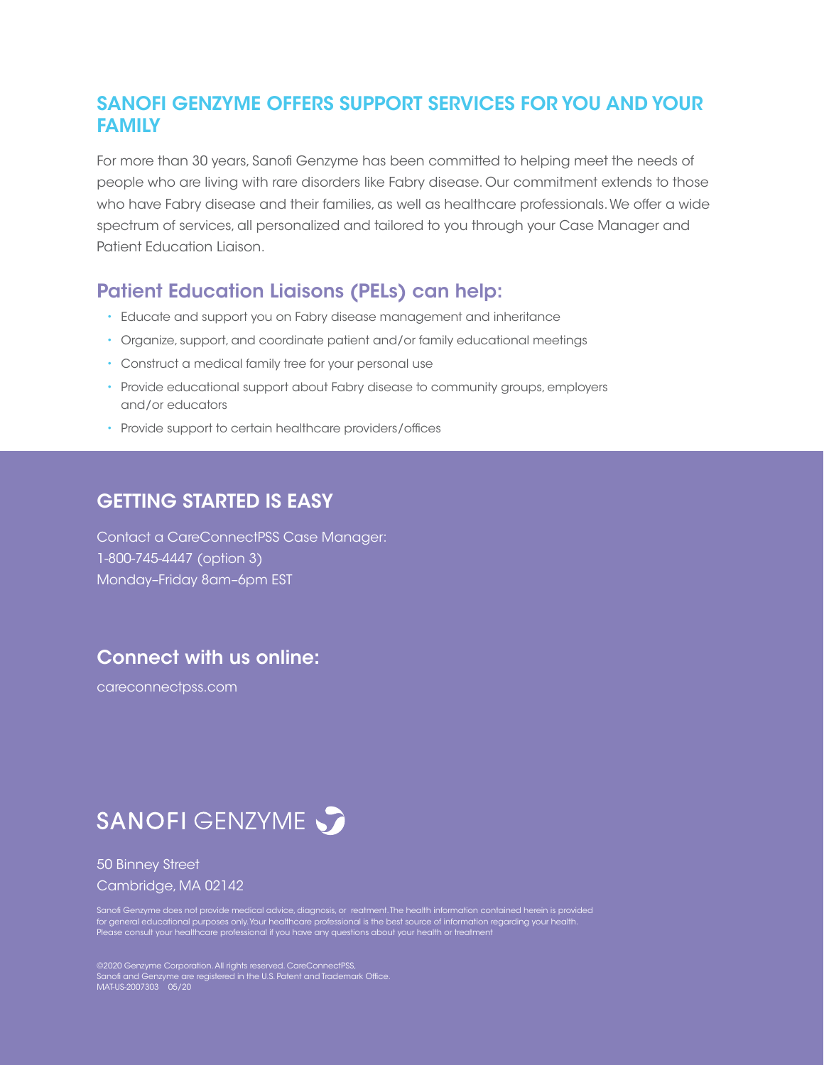## SANOFI GENZYME OFFERS SUPPORT SERVICES FOR YOU AND YOUR FAMILY

For more than 30 years, Sanofi Genzyme has been committed to helping meet the needs of people who are living with rare disorders like Fabry disease. Our commitment extends to those who have Fabry disease and their families, as well as healthcare professionals. We offer a wide spectrum of services, all personalized and tailored to you through your Case Manager and Patient Education Liaison.

### Patient Education Liaisons (PELs) can help:

- Educate and support you on Fabry disease management and inheritance
- Organize, support, and coordinate patient and/or family educational meetings
- Construct a medical family tree for your personal use
- Provide educational support about Fabry disease to community groups, employers and/or educators
- Provide support to certain healthcare providers/offices

## GETTING STARTED IS EASY

Contact a CareConnectPSS Case Manager:
1-800-745-4447 (option 3)
Monday–Friday 8am–6pm EST

### Connect with us online:

careconnectpss.com

SANOFI GENZYME

50 Binney Street
Cambridge, MA 02142

Sanofi Genzyme does not provide medical advice, diagnosis, or reatment. The health information contained herein is provided for general educational purposes only. Your healthcare professional is the best source of information regarding your health. Please consult your healthcare professional if you have any questions about your health or treatment

©2020 Genzyme Corporation. All rights reserved. CareConnectPSS, Sanofi and Genzyme are registered in the U.S. Patent and Trademark Office.
MAT-US-2007303 05/20